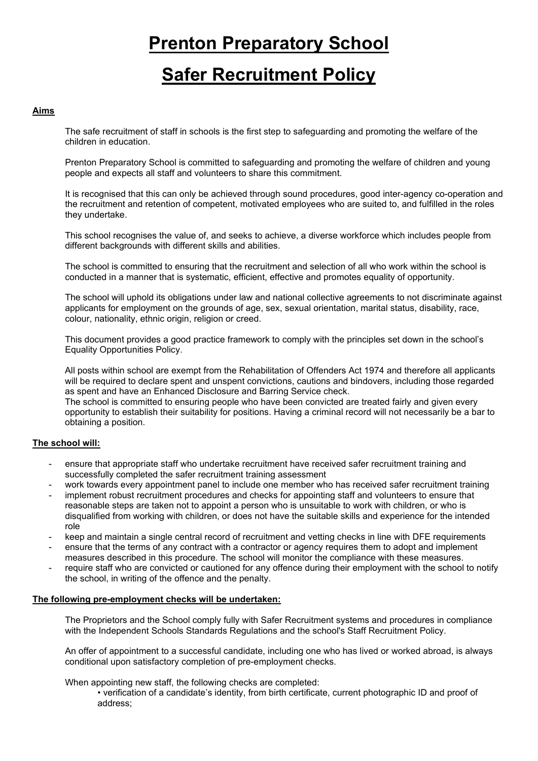# Prenton Preparatory School

# Safer Recruitment Policy

### Aims

The safe recruitment of staff in schools is the first step to safeguarding and promoting the welfare of the children in education.

Prenton Preparatory School is committed to safeguarding and promoting the welfare of children and young people and expects all staff and volunteers to share this commitment.

It is recognised that this can only be achieved through sound procedures, good inter-agency co-operation and the recruitment and retention of competent, motivated employees who are suited to, and fulfilled in the roles they undertake.

This school recognises the value of, and seeks to achieve, a diverse workforce which includes people from different backgrounds with different skills and abilities.

The school is committed to ensuring that the recruitment and selection of all who work within the school is conducted in a manner that is systematic, efficient, effective and promotes equality of opportunity.

The school will uphold its obligations under law and national collective agreements to not discriminate against applicants for employment on the grounds of age, sex, sexual orientation, marital status, disability, race, colour, nationality, ethnic origin, religion or creed.

This document provides a good practice framework to comply with the principles set down in the school's Equality Opportunities Policy.

All posts within school are exempt from the Rehabilitation of Offenders Act 1974 and therefore all applicants will be required to declare spent and unspent convictions, cautions and bindovers, including those regarded as spent and have an Enhanced Disclosure and Barring Service check.
The school is committed to ensuring people who have been convicted are treated fairly and given every opportunity to establish their suitability for positions. Having a criminal record will not necessarily be a bar to obtaining a position.

### The school will:

- ensure that appropriate staff who undertake recruitment have received safer recruitment training and successfully completed the safer recruitment training assessment
- work towards every appointment panel to include one member who has received safer recruitment training
- implement robust recruitment procedures and checks for appointing staff and volunteers to ensure that reasonable steps are taken not to appoint a person who is unsuitable to work with children, or who is disqualified from working with children, or does not have the suitable skills and experience for the intended role
- keep and maintain a single central record of recruitment and vetting checks in line with DFE requirements
- ensure that the terms of any contract with a contractor or agency requires them to adopt and implement measures described in this procedure. The school will monitor the compliance with these measures.
- require staff who are convicted or cautioned for any offence during their employment with the school to notify the school, in writing of the offence and the penalty.

### The following pre-employment checks will be undertaken:

The Proprietors and the School comply fully with Safer Recruitment systems and procedures in compliance with the Independent Schools Standards Regulations and the school's Staff Recruitment Policy.

An offer of appointment to a successful candidate, including one who has lived or worked abroad, is always conditional upon satisfactory completion of pre-employment checks.

When appointing new staff, the following checks are completed:

- verification of a candidate's identity, from birth certificate, current photographic ID and proof of address;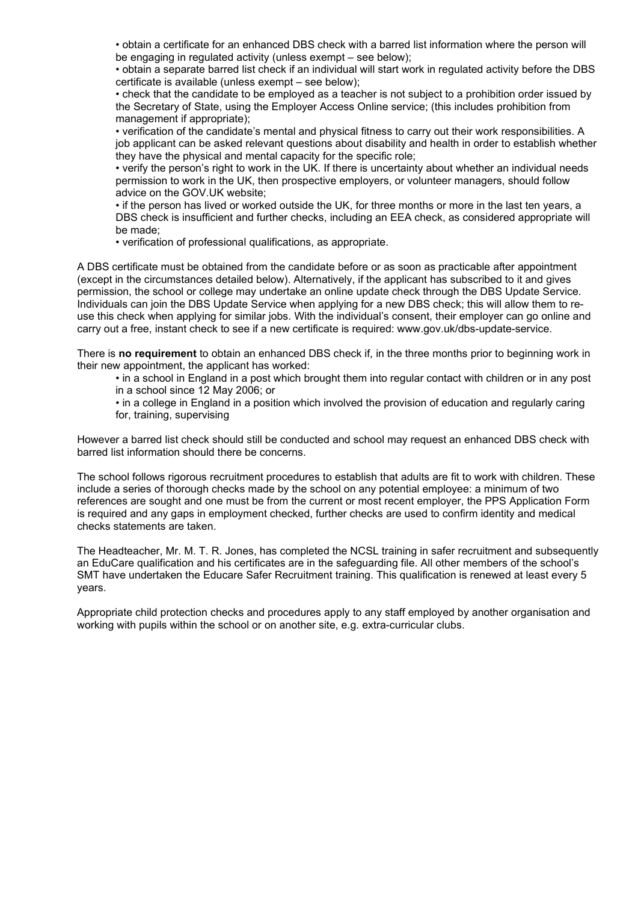- obtain a certificate for an enhanced DBS check with a barred list information where the person will be engaging in regulated activity (unless exempt – see below);
- obtain a separate barred list check if an individual will start work in regulated activity before the DBS certificate is available (unless exempt – see below);
- check that the candidate to be employed as a teacher is not subject to a prohibition order issued by the Secretary of State, using the Employer Access Online service; (this includes prohibition from management if appropriate);
- verification of the candidate's mental and physical fitness to carry out their work responsibilities. A job applicant can be asked relevant questions about disability and health in order to establish whether they have the physical and mental capacity for the specific role;
- verify the person's right to work in the UK. If there is uncertainty about whether an individual needs permission to work in the UK, then prospective employers, or volunteer managers, should follow advice on the GOV.UK website;
- if the person has lived or worked outside the UK, for three months or more in the last ten years, a DBS check is insufficient and further checks, including an EEA check, as considered appropriate will be made;
- verification of professional qualifications, as appropriate.

A DBS certificate must be obtained from the candidate before or as soon as practicable after appointment (except in the circumstances detailed below). Alternatively, if the applicant has subscribed to it and gives permission, the school or college may undertake an online update check through the DBS Update Service. Individuals can join the DBS Update Service when applying for a new DBS check; this will allow them to re-use this check when applying for similar jobs. With the individual's consent, their employer can go online and carry out a free, instant check to see if a new certificate is required: www.gov.uk/dbs-update-service.

There is **no requirement** to obtain an enhanced DBS check if, in the three months prior to beginning work in their new appointment, the applicant has worked:

- in a school in England in a post which brought them into regular contact with children or in any post in a school since 12 May 2006; or
- in a college in England in a position which involved the provision of education and regularly caring for, training, supervising

However a barred list check should still be conducted and school may request an enhanced DBS check with barred list information should there be concerns.

The school follows rigorous recruitment procedures to establish that adults are fit to work with children. These include a series of thorough checks made by the school on any potential employee: a minimum of two references are sought and one must be from the current or most recent employer, the PPS Application Form is required and any gaps in employment checked, further checks are used to confirm identity and medical checks statements are taken.

The Headteacher, Mr. M. T. R. Jones, has completed the NCSL training in safer recruitment and subsequently an EduCare qualification and his certificates are in the safeguarding file. All other members of the school's SMT have undertaken the Educare Safer Recruitment training. This qualification is renewed at least every 5 years.

Appropriate child protection checks and procedures apply to any staff employed by another organisation and working with pupils within the school or on another site, e.g. extra-curricular clubs.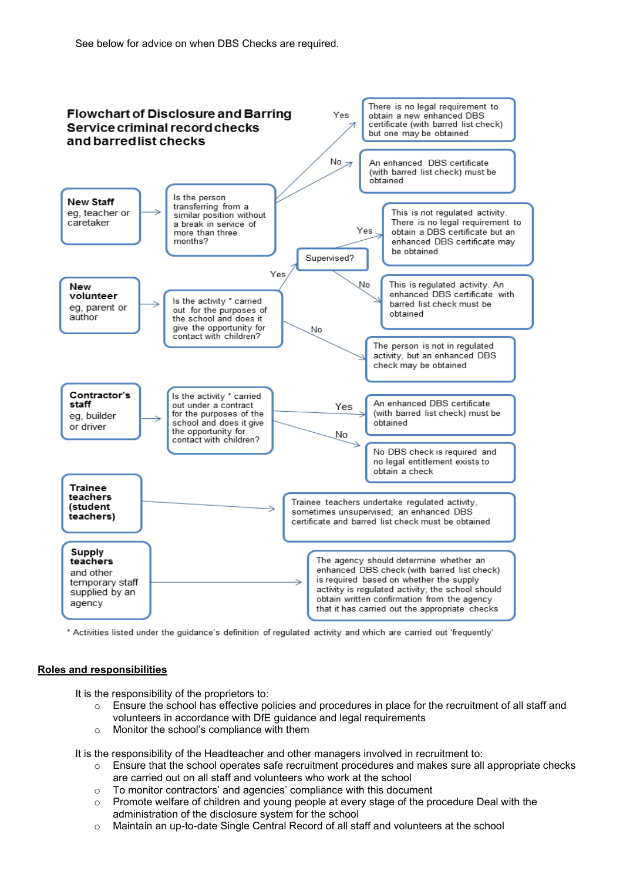See below for advice on when DBS Checks are required.

**Flowchart of Disclosure and Barring Service criminal record checks and barred list checks**

**New Staff** eg, teacher or caretaker → Is the person transferring from a similar position without a break in service of more than three months?

- Yes → There is no legal requirement to obtain a new enhanced DBS certificate (with barred list check) but one may be obtained
- No → An enhanced DBS certificate (with barred list check) must be obtained

**New volunteer** eg, parent or author → Is the activity * carried out for the purposes of the school and does it give the opportunity for contact with children?

- Yes → Supervised?
  - Yes → This is not regulated activity. There is no legal requirement to obtain a DBS certificate but an enhanced DBS certificate may be obtained
  - No → This is regulated activity. An enhanced DBS certificate with barred list check must be obtained
- No → The person is not in regulated activity, but an enhanced DBS check may be obtained

**Contractor's staff** eg, builder or driver → Is the activity * carried out under a contract for the purposes of the school and does it give the opportunity for contact with children?

- Yes → An enhanced DBS certificate (with barred list check) must be obtained
- No → No DBS check is required and no legal entitlement exists to obtain a check

**Trainee teachers (student teachers)** → Trainee teachers undertake regulated activity, sometimes unsupervised; an enhanced DBS certificate and barred list check must be obtained

**Supply teachers** and other temporary staff supplied by an agency → The agency should determine whether an enhanced DBS check (with barred list check) is required based on whether the supply activity is regulated activity; the school should obtain written confirmation from the agency that it has carried out the appropriate checks

\* Activities listed under the guidance's definition of regulated activity and which are carried out 'frequently'

## Roles and responsibilities

It is the responsibility of the proprietors to:

- Ensure the school has effective policies and procedures in place for the recruitment of all staff and volunteers in accordance with DfE guidance and legal requirements
- Monitor the school's compliance with them

It is the responsibility of the Headteacher and other managers involved in recruitment to:

- Ensure that the school operates safe recruitment procedures and makes sure all appropriate checks are carried out on all staff and volunteers who work at the school
- To monitor contractors' and agencies' compliance with this document
- Promote welfare of children and young people at every stage of the procedure Deal with the administration of the disclosure system for the school
- Maintain an up-to-date Single Central Record of all staff and volunteers at the school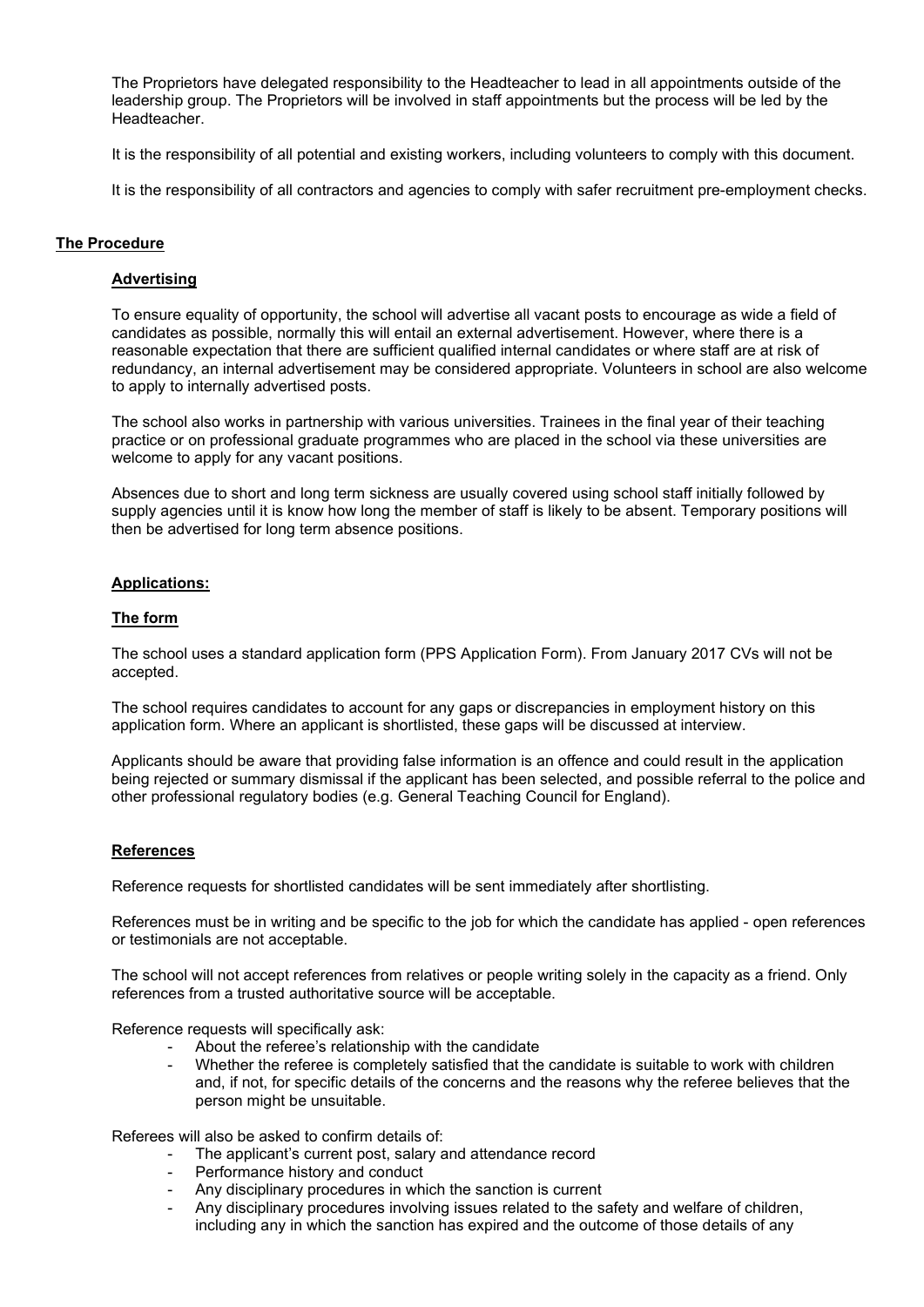The Proprietors have delegated responsibility to the Headteacher to lead in all appointments outside of the leadership group. The Proprietors will be involved in staff appointments but the process will be led by the Headteacher.

It is the responsibility of all potential and existing workers, including volunteers to comply with this document.

It is the responsibility of all contractors and agencies to comply with safer recruitment pre-employment checks.

## The Procedure

### Advertising

To ensure equality of opportunity, the school will advertise all vacant posts to encourage as wide a field of candidates as possible, normally this will entail an external advertisement. However, where there is a reasonable expectation that there are sufficient qualified internal candidates or where staff are at risk of redundancy, an internal advertisement may be considered appropriate. Volunteers in school are also welcome to apply to internally advertised posts.

The school also works in partnership with various universities. Trainees in the final year of their teaching practice or on professional graduate programmes who are placed in the school via these universities are welcome to apply for any vacant positions.

Absences due to short and long term sickness are usually covered using school staff initially followed by supply agencies until it is know how long the member of staff is likely to be absent. Temporary positions will then be advertised for long term absence positions.

### Applications:

### The form

The school uses a standard application form (PPS Application Form). From January 2017 CVs will not be accepted.

The school requires candidates to account for any gaps or discrepancies in employment history on this application form. Where an applicant is shortlisted, these gaps will be discussed at interview.

Applicants should be aware that providing false information is an offence and could result in the application being rejected or summary dismissal if the applicant has been selected, and possible referral to the police and other professional regulatory bodies (e.g. General Teaching Council for England).

### References

Reference requests for shortlisted candidates will be sent immediately after shortlisting.

References must be in writing and be specific to the job for which the candidate has applied - open references or testimonials are not acceptable.

The school will not accept references from relatives or people writing solely in the capacity as a friend. Only references from a trusted authoritative source will be acceptable.

Reference requests will specifically ask:

- About the referee's relationship with the candidate
- Whether the referee is completely satisfied that the candidate is suitable to work with children and, if not, for specific details of the concerns and the reasons why the referee believes that the person might be unsuitable.

Referees will also be asked to confirm details of:

- The applicant's current post, salary and attendance record
- Performance history and conduct
- Any disciplinary procedures in which the sanction is current
- Any disciplinary procedures involving issues related to the safety and welfare of children, including any in which the sanction has expired and the outcome of those details of any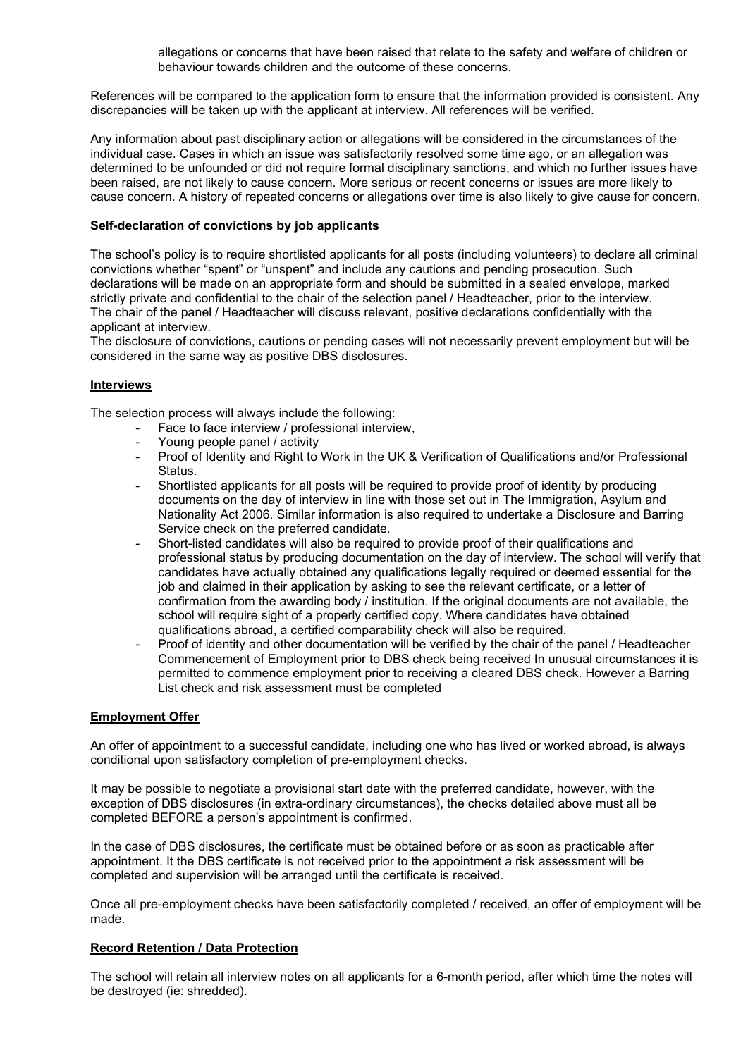allegations or concerns that have been raised that relate to the safety and welfare of children or behaviour towards children and the outcome of these concerns.

References will be compared to the application form to ensure that the information provided is consistent. Any discrepancies will be taken up with the applicant at interview. All references will be verified.

Any information about past disciplinary action or allegations will be considered in the circumstances of the individual case. Cases in which an issue was satisfactorily resolved some time ago, or an allegation was determined to be unfounded or did not require formal disciplinary sanctions, and which no further issues have been raised, are not likely to cause concern. More serious or recent concerns or issues are more likely to cause concern. A history of repeated concerns or allegations over time is also likely to give cause for concern.

**Self-declaration of convictions by job applicants**

The school's policy is to require shortlisted applicants for all posts (including volunteers) to declare all criminal convictions whether "spent" or "unspent" and include any cautions and pending prosecution. Such declarations will be made on an appropriate form and should be submitted in a sealed envelope, marked strictly private and confidential to the chair of the selection panel / Headteacher, prior to the interview. The chair of the panel / Headteacher will discuss relevant, positive declarations confidentially with the applicant at interview.
The disclosure of convictions, cautions or pending cases will not necessarily prevent employment but will be considered in the same way as positive DBS disclosures.

**Interviews**

The selection process will always include the following:

- Face to face interview / professional interview,
- Young people panel / activity
- Proof of Identity and Right to Work in the UK & Verification of Qualifications and/or Professional Status.
- Shortlisted applicants for all posts will be required to provide proof of identity by producing documents on the day of interview in line with those set out in The Immigration, Asylum and Nationality Act 2006. Similar information is also required to undertake a Disclosure and Barring Service check on the preferred candidate.
- Short-listed candidates will also be required to provide proof of their qualifications and professional status by producing documentation on the day of interview. The school will verify that candidates have actually obtained any qualifications legally required or deemed essential for the job and claimed in their application by asking to see the relevant certificate, or a letter of confirmation from the awarding body / institution. If the original documents are not available, the school will require sight of a properly certified copy. Where candidates have obtained qualifications abroad, a certified comparability check will also be required.
- Proof of identity and other documentation will be verified by the chair of the panel / Headteacher Commencement of Employment prior to DBS check being received In unusual circumstances it is permitted to commence employment prior to receiving a cleared DBS check. However a Barring List check and risk assessment must be completed

**Employment Offer**

An offer of appointment to a successful candidate, including one who has lived or worked abroad, is always conditional upon satisfactory completion of pre-employment checks.

It may be possible to negotiate a provisional start date with the preferred candidate, however, with the exception of DBS disclosures (in extra-ordinary circumstances), the checks detailed above must all be completed BEFORE a person's appointment is confirmed.

In the case of DBS disclosures, the certificate must be obtained before or as soon as practicable after appointment. It the DBS certificate is not received prior to the appointment a risk assessment will be completed and supervision will be arranged until the certificate is received.

Once all pre-employment checks have been satisfactorily completed / received, an offer of employment will be made.

**Record Retention / Data Protection**

The school will retain all interview notes on all applicants for a 6-month period, after which time the notes will be destroyed (ie: shredded).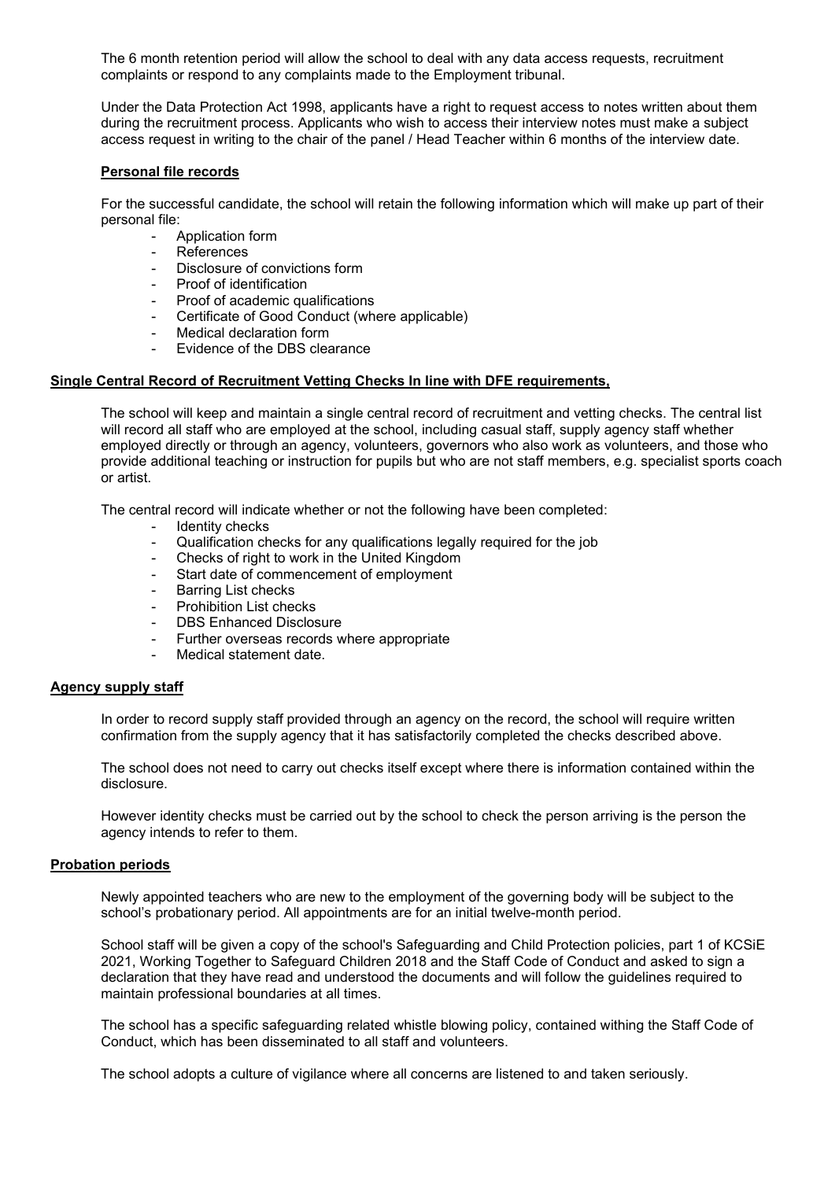The 6 month retention period will allow the school to deal with any data access requests, recruitment complaints or respond to any complaints made to the Employment tribunal.

Under the Data Protection Act 1998, applicants have a right to request access to notes written about them during the recruitment process. Applicants who wish to access their interview notes must make a subject access request in writing to the chair of the panel / Head Teacher within 6 months of the interview date.

**Personal file records**

For the successful candidate, the school will retain the following information which will make up part of their personal file:

- Application form
- References
- Disclosure of convictions form
- Proof of identification
- Proof of academic qualifications
- Certificate of Good Conduct (where applicable)
- Medical declaration form
- Evidence of the DBS clearance

**Single Central Record of Recruitment Vetting Checks In line with DFE requirements,**

The school will keep and maintain a single central record of recruitment and vetting checks. The central list will record all staff who are employed at the school, including casual staff, supply agency staff whether employed directly or through an agency, volunteers, governors who also work as volunteers, and those who provide additional teaching or instruction for pupils but who are not staff members, e.g. specialist sports coach or artist.

The central record will indicate whether or not the following have been completed:

- Identity checks
- Qualification checks for any qualifications legally required for the job
- Checks of right to work in the United Kingdom
- Start date of commencement of employment
- Barring List checks
- Prohibition List checks
- DBS Enhanced Disclosure
- Further overseas records where appropriate
- Medical statement date.

**Agency supply staff**

In order to record supply staff provided through an agency on the record, the school will require written confirmation from the supply agency that it has satisfactorily completed the checks described above.

The school does not need to carry out checks itself except where there is information contained within the disclosure.

However identity checks must be carried out by the school to check the person arriving is the person the agency intends to refer to them.

**Probation periods**

Newly appointed teachers who are new to the employment of the governing body will be subject to the school's probationary period. All appointments are for an initial twelve-month period.

School staff will be given a copy of the school's Safeguarding and Child Protection policies, part 1 of KCSiE 2021, Working Together to Safeguard Children 2018 and the Staff Code of Conduct and asked to sign a declaration that they have read and understood the documents and will follow the guidelines required to maintain professional boundaries at all times.

The school has a specific safeguarding related whistle blowing policy, contained withing the Staff Code of Conduct, which has been disseminated to all staff and volunteers.

The school adopts a culture of vigilance where all concerns are listened to and taken seriously.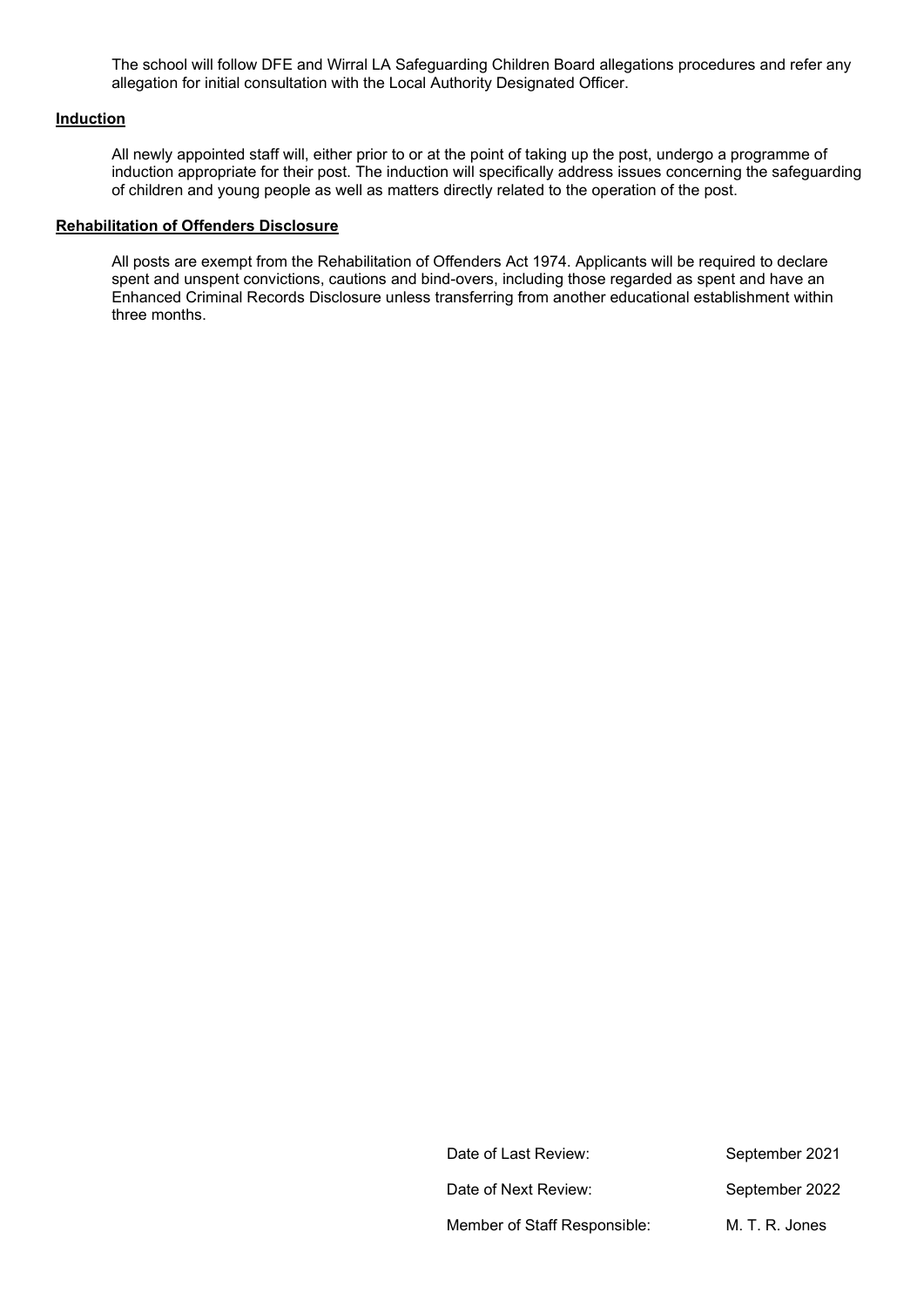The school will follow DFE and Wirral LA Safeguarding Children Board allegations procedures and refer any allegation for initial consultation with the Local Authority Designated Officer.

**Induction**

All newly appointed staff will, either prior to or at the point of taking up the post, undergo a programme of induction appropriate for their post. The induction will specifically address issues concerning the safeguarding of children and young people as well as matters directly related to the operation of the post.

**Rehabilitation of Offenders Disclosure**

All posts are exempt from the Rehabilitation of Offenders Act 1974. Applicants will be required to declare spent and unspent convictions, cautions and bind-overs, including those regarded as spent and have an Enhanced Criminal Records Disclosure unless transferring from another educational establishment within three months.

| | |
|---|---|
| Date of Last Review: | September 2021 |
| Date of Next Review: | September 2022 |
| Member of Staff Responsible: | M. T. R. Jones |